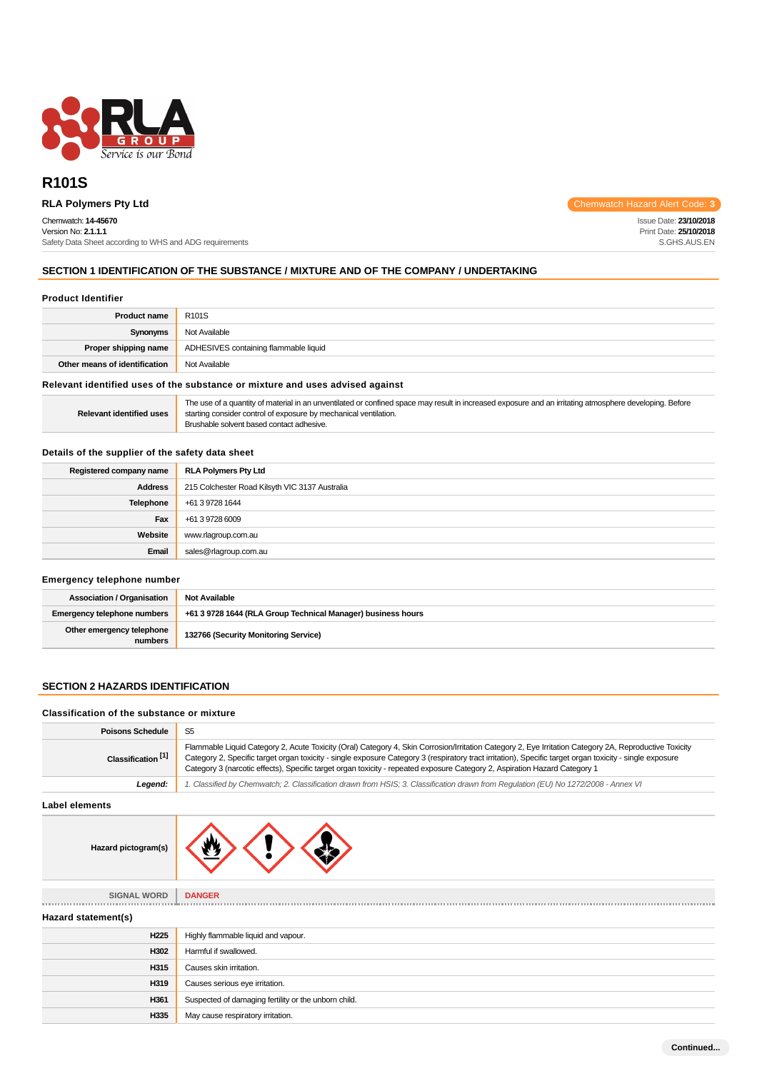# R101S

**RLA Polymers Pty Ltd**

Chemwatch Hazard Alert Code: 3

Chemwatch: **14-45670**
Version No: **2.1.1.1**
Safety Data Sheet according to WHS and ADG requirements

Issue Date: **23/10/2018**
Print Date: **25/10/2018**
S.GHS.AUS.EN

## SECTION 1 IDENTIFICATION OF THE SUBSTANCE / MIXTURE AND OF THE COMPANY / UNDERTAKING

### Product Identifier

| | |
|---|---|
| **Product name** | R101S |
| **Synonyms** | Not Available |
| **Proper shipping name** | ADHESIVES containing flammable liquid |
| **Other means of identification** | Not Available |

### Relevant identified uses of the substance or mixture and uses advised against

| | |
|---|---|
| **Relevant identified uses** | The use of a quantity of material in an unventilated or confined space may result in increased exposure and an irritating atmosphere developing. Before starting consider control of exposure by mechanical ventilation.<br>Brushable solvent based contact adhesive. |

### Details of the supplier of the safety data sheet

| | |
|---|---|
| **Registered company name** | **RLA Polymers Pty Ltd** |
| **Address** | 215 Colchester Road Kilsyth VIC 3137 Australia |
| **Telephone** | +61 3 9728 1644 |
| **Fax** | +61 3 9728 6009 |
| **Website** | www.rlagroup.com.au |
| **Email** | sales@rlagroup.com.au |

### Emergency telephone number

| | |
|---|---|
| **Association / Organisation** | **Not Available** |
| **Emergency telephone numbers** | **+61 3 9728 1644 (RLA Group Technical Manager) business hours** |
| **Other emergency telephone numbers** | **132766 (Security Monitoring Service)** |

## SECTION 2 HAZARDS IDENTIFICATION

### Classification of the substance or mixture

| | |
|---|---|
| **Poisons Schedule** | S5 |
| **Classification [1]** | Flammable Liquid Category 2, Acute Toxicity (Oral) Category 4, Skin Corrosion/Irritation Category 2, Eye Irritation Category 2A, Reproductive Toxicity Category 2, Specific target organ toxicity - single exposure Category 3 (respiratory tract irritation), Specific target organ toxicity - single exposure Category 3 (narcotic effects), Specific target organ toxicity - repeated exposure Category 2, Aspiration Hazard Category 1 |
| ***Legend:*** | *1. Classified by Chemwatch; 2. Classification drawn from HSIS; 3. Classification drawn from Regulation (EU) No 1272/2008 - Annex VI* |

### Label elements

| | |
|---|---|
| **Hazard pictogram(s)** | |
| SIGNAL WORD | **DANGER** |

### Hazard statement(s)

| | |
|---|---|
| **H225** | Highly flammable liquid and vapour. |
| **H302** | Harmful if swallowed. |
| **H315** | Causes skin irritation. |
| **H319** | Causes serious eye irritation. |
| **H361** | Suspected of damaging fertility or the unborn child. |
| **H335** | May cause respiratory irritation. |

Continued...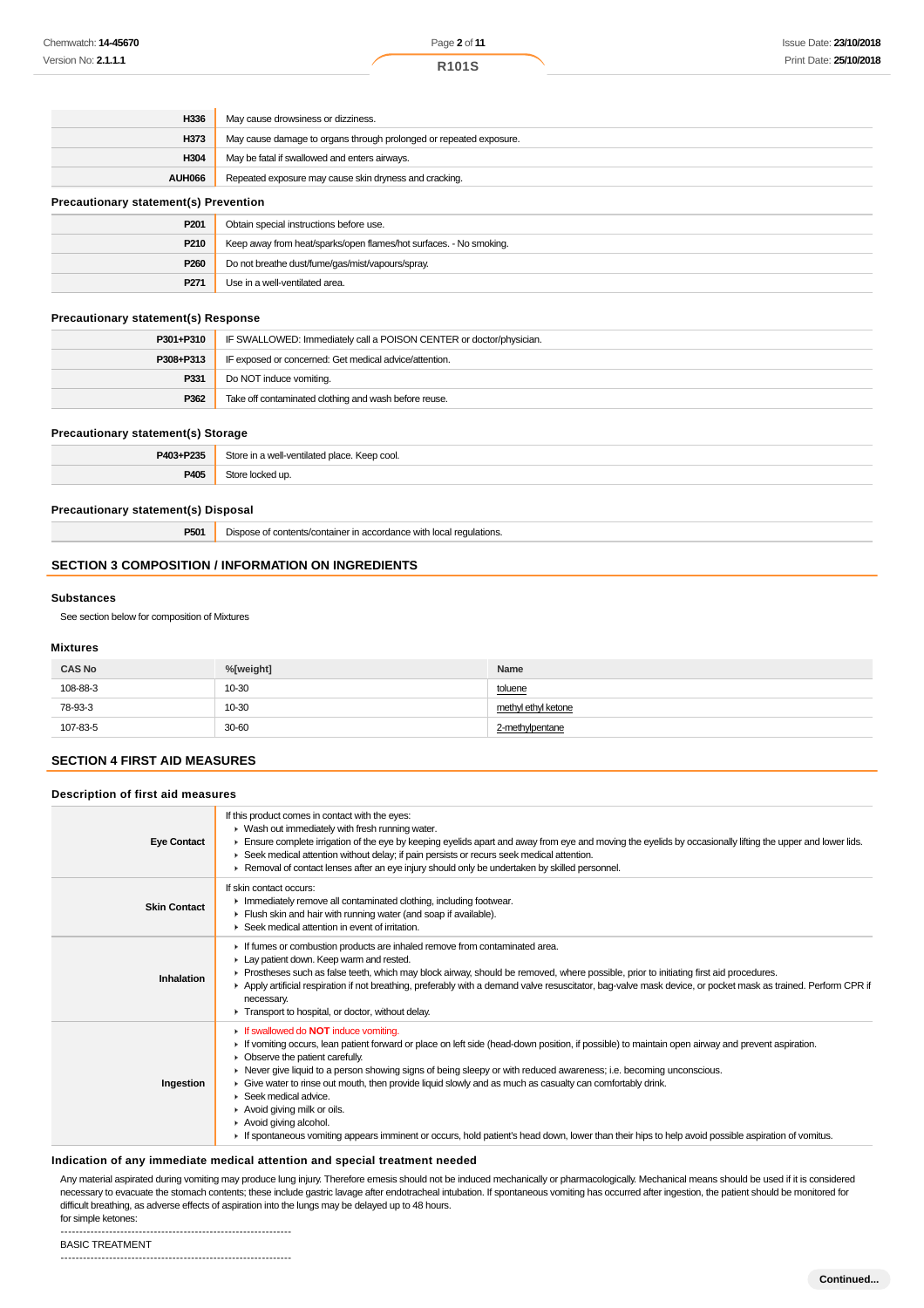| | |
|---|---|
| **H336** | May cause drowsiness or dizziness. |
| **H373** | May cause damage to organs through prolonged or repeated exposure. |
| **H304** | May be fatal if swallowed and enters airways. |
| **AUH066** | Repeated exposure may cause skin dryness and cracking. |

### Precautionary statement(s) Prevention

| | |
|---|---|
| **P201** | Obtain special instructions before use. |
| **P210** | Keep away from heat/sparks/open flames/hot surfaces. - No smoking. |
| **P260** | Do not breathe dust/fume/gas/mist/vapours/spray. |
| **P271** | Use in a well-ventilated area. |

### Precautionary statement(s) Response

| | |
|---|---|
| **P301+P310** | IF SWALLOWED: Immediately call a POISON CENTER or doctor/physician. |
| **P308+P313** | IF exposed or concerned: Get medical advice/attention. |
| **P331** | Do NOT induce vomiting. |
| **P362** | Take off contaminated clothing and wash before reuse. |

### Precautionary statement(s) Storage

| | |
|---|---|
| **P403+P235** | Store in a well-ventilated place. Keep cool. |
| **P405** | Store locked up. |

### Precautionary statement(s) Disposal

| | |
|---|---|
| **P501** | Dispose of contents/container in accordance with local regulations. |

## SECTION 3 COMPOSITION / INFORMATION ON INGREDIENTS

### Substances

See section below for composition of Mixtures

### Mixtures

| CAS No | %[weight] | Name |
|---|---|---|
| 108-88-3 | 10-30 | toluene |
| 78-93-3 | 10-30 | methyl ethyl ketone |
| 107-83-5 | 30-60 | 2-methylpentane |

## SECTION 4 FIRST AID MEASURES

### Description of first aid measures

| | |
|---|---|
| **Eye Contact** | If this product comes in contact with the eyes:<br>▸ Wash out immediately with fresh running water.<br>▸ Ensure complete irrigation of the eye by keeping eyelids apart and away from eye and moving the eyelids by occasionally lifting the upper and lower lids.<br>▸ Seek medical attention without delay; if pain persists or recurs seek medical attention.<br>▸ Removal of contact lenses after an eye injury should only be undertaken by skilled personnel. |
| **Skin Contact** | If skin contact occurs:<br>▸ Immediately remove all contaminated clothing, including footwear.<br>▸ Flush skin and hair with running water (and soap if available).<br>▸ Seek medical attention in event of irritation. |
| **Inhalation** | ▸ If fumes or combustion products are inhaled remove from contaminated area.<br>▸ Lay patient down. Keep warm and rested.<br>▸ Prostheses such as false teeth, which may block airway, should be removed, where possible, prior to initiating first aid procedures.<br>▸ Apply artificial respiration if not breathing, preferably with a demand valve resuscitator, bag-valve mask device, or pocket mask as trained. Perform CPR if necessary.<br>▸ Transport to hospital, or doctor, without delay. |
| **Ingestion** | ▸ If swallowed do **NOT** induce vomiting.<br>▸ If vomiting occurs, lean patient forward or place on left side (head-down position, if possible) to maintain open airway and prevent aspiration.<br>▸ Observe the patient carefully.<br>▸ Never give liquid to a person showing signs of being sleepy or with reduced awareness; i.e. becoming unconscious.<br>▸ Give water to rinse out mouth, then provide liquid slowly and as much as casualty can comfortably drink.<br>▸ Seek medical advice.<br>▸ Avoid giving milk or oils.<br>▸ Avoid giving alcohol.<br>▸ If spontaneous vomiting appears imminent or occurs, hold patient's head down, lower than their hips to help avoid possible aspiration of vomitus. |

### Indication of any immediate medical attention and special treatment needed

Any material aspirated during vomiting may produce lung injury. Therefore emesis should not be induced mechanically or pharmacologically. Mechanical means should be used if it is considered necessary to evacuate the stomach contents; these include gastric lavage after endotracheal intubation. If spontaneous vomiting has occurred after ingestion, the patient should be monitored for difficult breathing, as adverse effects of aspiration into the lungs may be delayed up to 48 hours.
for simple ketones:

--------------------------------------------------------------
BASIC TREATMENT
--------------------------------------------------------------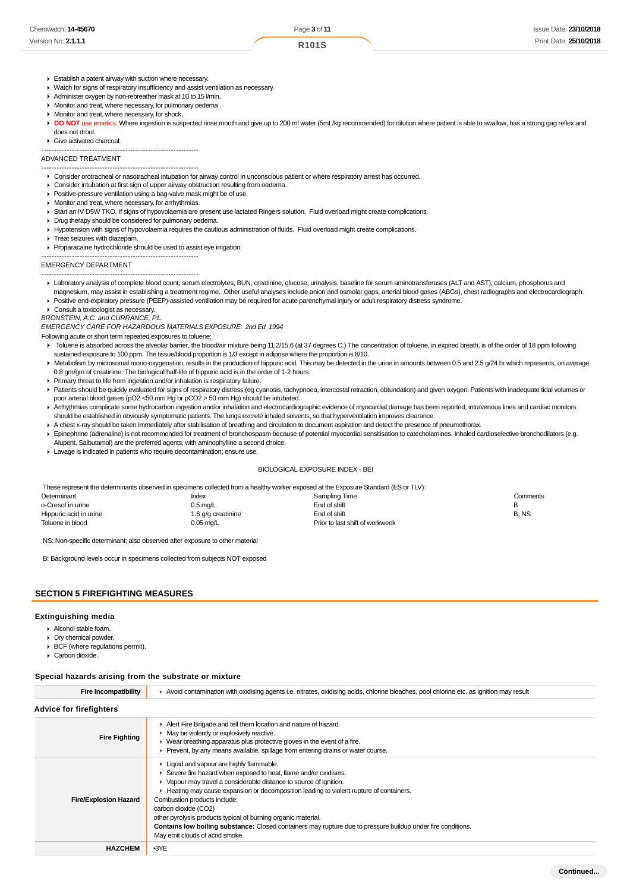- Establish a patent airway with suction where necessary.
- Watch for signs of respiratory insufficiency and assist ventilation as necessary.
- Administer oxygen by non-rebreather mask at 10 to 15 l/min.
- Monitor and treat, where necessary, for pulmonary oedema .
- Monitor and treat, where necessary, for shock.
- **DO NOT** use emetics. Where ingestion is suspected rinse mouth and give up to 200 ml water (5mL/kg recommended) for dilution where patient is able to swallow, has a strong gag reflex and does not drool.
- Give activated charcoal.

--------------------------------------------------------------

ADVANCED TREATMENT

--------------------------------------------------------------

- Consider orotracheal or nasotracheal intubation for airway control in unconscious patient or where respiratory arrest has occurred.
- Consider intubation at first sign of upper airway obstruction resulting from oedema.
- Positive-pressure ventilation using a bag-valve mask might be of use.
- Monitor and treat, where necessary, for arrhythmias.
- Start an IV D5W TKO. If signs of hypovolaemia are present use lactated Ringers solution. Fluid overload might create complications.
- Drug therapy should be considered for pulmonary oedema.
- Hypotension with signs of hypovolaemia requires the cautious administration of fluids. Fluid overload might create complications.
- Treat seizures with diazepam.
- Proparacaine hydrochloride should be used to assist eye irrigation.

--------------------------------------------------------------

EMERGENCY DEPARTMENT

--------------------------------------------------------------

- Laboratory analysis of complete blood count, serum electrolytes, BUN, creatinine, glucose, urinalysis, baseline for serum aminotransferases (ALT and AST), calcium, phosphorus and magnesium, may assist in establishing a treatment regime. Other useful analyses include anion and osmolar gaps, arterial blood gases (ABGs), chest radiographs and electrocardiograph.
- Positive end-expiratory pressure (PEEP)-assisted ventilation may be required for acute parenchymal injury or adult respiratory distress syndrome.
- Consult a toxicologist as necessary.

*BRONSTEIN, A.C. and CURRANCE, P.L.*

*EMERGENCY CARE FOR HAZARDOUS MATERIALS EXPOSURE: 2nd Ed. 1994*

Following acute or short term repeated exposures to toluene:

- Toluene is absorbed across the alveolar barrier, the blood/air mixture being 11.2/15.6 (at 37 degrees C.) The concentration of toluene, in expired breath, is of the order of 18 ppm following sustained exposure to 100 ppm. The tissue/blood proportion is 1/3 except in adipose where the proportion is 8/10.
- Metabolism by microsomal mono-oxygenation, results in the production of hippuric acid. This may be detected in the urine in amounts between 0.5 and 2.5 g/24 hr which represents, on average 0.8 gm/gm of creatinine. The biological half-life of hippuric acid is in the order of 1-2 hours.
- Primary threat to life from ingestion and/or inhalation is respiratory failure.
- Patients should be quickly evaluated for signs of respiratory distress (eg cyanosis, tachypnoea, intercostal retraction, obtundation) and given oxygen. Patients with inadequate tidal volumes or poor arterial blood gases (pO2 <50 mm Hg or pCO2 > 50 mm Hg) should be intubated.
- Arrhythmias complicate some hydrocarbon ingestion and/or inhalation and electrocardiographic evidence of myocardial damage has been reported; intravenous lines and cardiac monitors should be established in obviously symptomatic patients. The lungs excrete inhaled solvents, so that hyperventilation improves clearance.
- A chest x-ray should be taken immediately after stabilisation of breathing and circulation to document aspiration and detect the presence of pneumothorax.
- Epinephrine (adrenaline) is not recommended for treatment of bronchospasm because of potential myocardial sensitisation to catecholamines. Inhaled cardioselective bronchodilators (e.g. Alupent, Salbutamol) are the preferred agents, with aminophylline a second choice.
- Lavage is indicated in patients who require decontamination; ensure use.

BIOLOGICAL EXPOSURE INDEX - BEI

These represent the determinants observed in specimens collected from a healthy worker exposed at the Exposure Standard (ES or TLV):

| Determinant | Index | Sampling Time | Comments |
|---|---|---|---|
| o-Cresol in urine | 0.5 mg/L | End of shift | B |
| Hippuric acid in urine | 1.6 g/g creatinine | End of shift | B, NS |
| Toluene in blood | 0.05 mg/L | Prior to last shift of workweek | |

NS: Non-specific determinant; also observed after exposure to other material

B: Background levels occur in specimens collected from subjects NOT exposed

## SECTION 5 FIREFIGHTING MEASURES

### Extinguishing media

- Alcohol stable foam.
- Dry chemical powder.
- BCF (where regulations permit).
- Carbon dioxide.

### Special hazards arising from the substrate or mixture

| | |
|---|---|
| **Fire Incompatibility** | Avoid contamination with oxidising agents i.e. nitrates, oxidising acids, chlorine bleaches, pool chlorine etc. as ignition may result |

### Advice for firefighters

| | |
|---|---|
| **Fire Fighting** | Alert Fire Brigade and tell them location and nature of hazard.<br>May be violently or explosively reactive.<br>Wear breathing apparatus plus protective gloves in the event of a fire.<br>Prevent, by any means available, spillage from entering drains or water course. |
| **Fire/Explosion Hazard** | Liquid and vapour are highly flammable.<br>Severe fire hazard when exposed to heat, flame and/or oxidisers.<br>Vapour may travel a considerable distance to source of ignition.<br>Heating may cause expansion or decomposition leading to violent rupture of containers.<br>Combustion products include:<br>carbon dioxide (CO2)<br>other pyrolysis products typical of burning organic material.<br>**Contains low boiling substance:** Closed containers may rupture due to pressure buildup under fire conditions.<br>May emit clouds of acrid smoke |
| **HAZCHEM** | •3YE |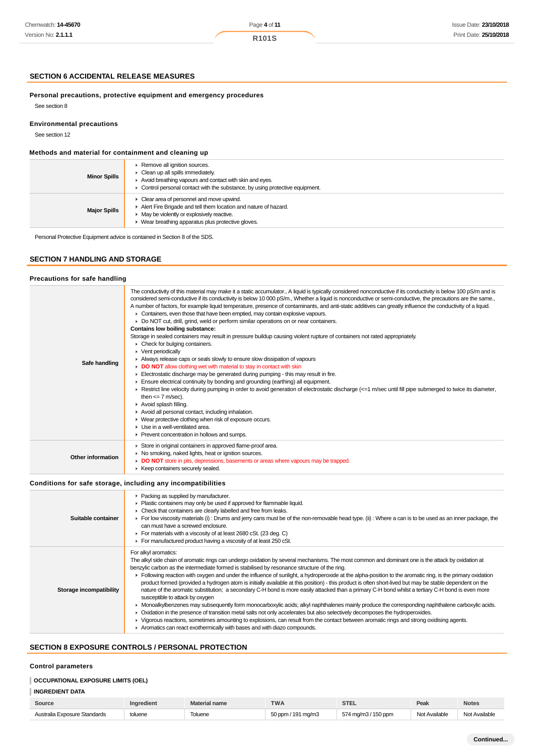## SECTION 6 ACCIDENTAL RELEASE MEASURES

### Personal precautions, protective equipment and emergency procedures

See section 8

### Environmental precautions

See section 12

### Methods and material for containment and cleaning up

| | |
|---|---|
| **Minor Spills** | ▸ Remove all ignition sources.<br>▸ Clean up all spills immediately.<br>▸ Avoid breathing vapours and contact with skin and eyes.<br>▸ Control personal contact with the substance, by using protective equipment. |
| **Major Spills** | ▸ Clear area of personnel and move upwind.<br>▸ Alert Fire Brigade and tell them location and nature of hazard.<br>▸ May be violently or explosively reactive.<br>▸ Wear breathing apparatus plus protective gloves. |

Personal Protective Equipment advice is contained in Section 8 of the SDS.

## SECTION 7 HANDLING AND STORAGE

### Precautions for safe handling

| | |
|---|---|
| **Safe handling** | The conductivity of this material may make it a static accumulator., A liquid is typically considered nonconductive if its conductivity is below 100 pS/m and is considered semi-conductive if its conductivity is below 10 000 pS/m., Whether a liquid is nonconductive or semi-conductive, the precautions are the same., A number of factors, for example liquid temperature, presence of contaminants, and anti-static additives can greatly influence the conductivity of a liquid.<br>▸ Containers, even those that have been emptied, may contain explosive vapours.<br>▸ Do NOT cut, drill, grind, weld or perform similar operations on or near containers.<br>**Contains low boiling substance:**<br>Storage in sealed containers may result in pressure buildup causing violent rupture of containers not rated appropriately.<br>▸ Check for bulging containers.<br>▸ Vent periodically<br>▸ Always release caps or seals slowly to ensure slow dissipation of vapours<br>▸ **DO NOT** allow clothing wet with material to stay in contact with skin<br>▸ Electrostatic discharge may be generated during pumping - this may result in fire.<br>▸ Ensure electrical continuity by bonding and grounding (earthing) all equipment.<br>▸ Restrict line velocity during pumping in order to avoid generation of electrostatic discharge (<=1 m/sec until fill pipe submerged to twice its diameter, then <= 7 m/sec).<br>▸ Avoid splash filling.<br>▸ Avoid all personal contact, including inhalation.<br>▸ Wear protective clothing when risk of exposure occurs.<br>▸ Use in a well-ventilated area.<br>▸ Prevent concentration in hollows and sumps. |
| **Other information** | ▸ Store in original containers in approved flame-proof area.<br>▸ No smoking, naked lights, heat or ignition sources.<br>▸ **DO NOT** store in pits, depressions, basements or areas where vapours may be trapped.<br>▸ Keep containers securely sealed. |

### Conditions for safe storage, including any incompatibilities

| | |
|---|---|
| **Suitable container** | ▸ Packing as supplied by manufacturer.<br>▸ Plastic containers may only be used if approved for flammable liquid.<br>▸ Check that containers are clearly labelled and free from leaks.<br>▸ For low viscosity materials (i) : Drums and jerry cans must be of the non-removable head type. (ii) : Where a can is to be used as an inner package, the can must have a screwed enclosure.<br>▸ For materials with a viscosity of at least 2680 cSt. (23 deg. C)<br>▸ For manufactured product having a viscosity of at least 250 cSt. |
| **Storage incompatibility** | For alkyl aromatics:<br>The alkyl side chain of aromatic rings can undergo oxidation by several mechanisms. The most common and dominant one is the attack by oxidation at benzylic carbon as the intermediate formed is stabilised by resonance structure of the ring.<br>▸ Following reaction with oxygen and under the influence of sunlight, a hydroperoxide at the alpha-position to the aromatic ring, is the primary oxidation product formed (provided a hydrogen atom is initially available at this position) - this product is often short-lived but may be stable dependent on the nature of the aromatic substitution; a secondary C-H bond is more easily attacked than a primary C-H bond whilst a tertiary C-H bond is even more susceptible to attack by oxygen<br>▸ Monoalkylbenzenes may subsequently form monocarboxylic acids; alkyl naphthalenes mainly produce the corresponding naphthalene carboxylic acids.<br>▸ Oxidation in the presence of transition metal salts not only accelerates but also selectively decomposes the hydroperoxides.<br>▸ Vigorous reactions, sometimes amounting to explosions, can result from the contact between aromatic rings and strong oxidising agents.<br>▸ Aromatics can react exothermically with bases and with diazo compounds. |

## SECTION 8 EXPOSURE CONTROLS / PERSONAL PROTECTION

### Control parameters

**OCCUPATIONAL EXPOSURE LIMITS (OEL)**

**INGREDIENT DATA**

| Source | Ingredient | Material name | TWA | STEL | Peak | Notes |
|---|---|---|---|---|---|---|
| Australia Exposure Standards | toluene | Toluene | 50 ppm / 191 mg/m3 | 574 mg/m3 / 150 ppm | Not Available | Not Available |

Continued...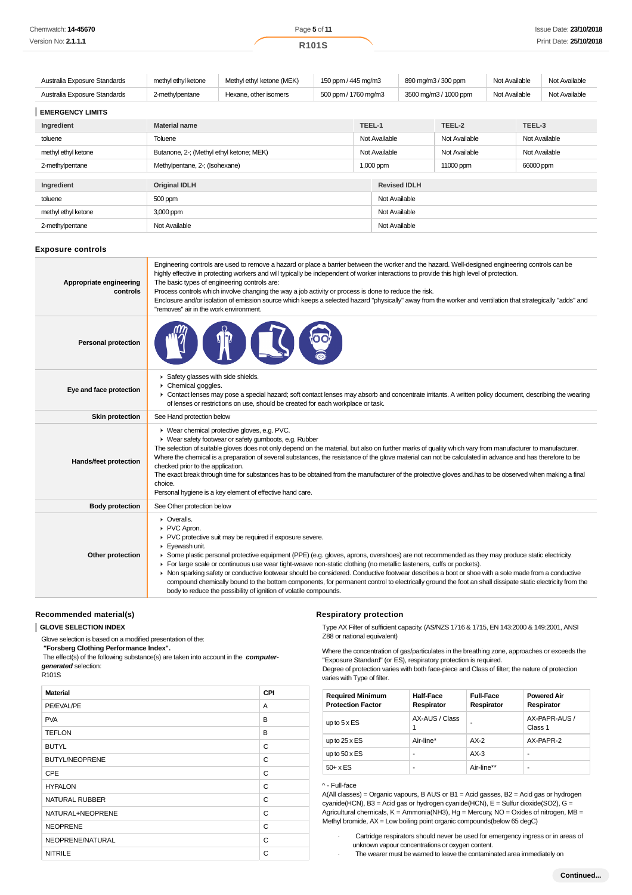| Australia Exposure Standards | methyl ethyl ketone | Methyl ethyl ketone (MEK) | 150 ppm / 445 mg/m3 | 890 mg/m3 / 300 ppm | Not Available | Not Available |
|---|---|---|---|---|---|---|
| Australia Exposure Standards | 2-methylpentane | Hexane, other isomers | 500 ppm / 1760 mg/m3 | 3500 mg/m3 / 1000 ppm | Not Available | Not Available |

### EMERGENCY LIMITS

| Ingredient | Material name | TEEL-1 | TEEL-2 | TEEL-3 |
|---|---|---|---|---|
| toluene | Toluene | Not Available | Not Available | Not Available |
| methyl ethyl ketone | Butanone, 2-; (Methyl ethyl ketone; MEK) | Not Available | Not Available | Not Available |
| 2-methylpentane | Methylpentane, 2-; (Isohexane) | 1,000 ppm | 11000 ppm | 66000 ppm |

| Ingredient | Original IDLH | Revised IDLH |
|---|---|---|
| toluene | 500 ppm | Not Available |
| methyl ethyl ketone | 3,000 ppm | Not Available |
| 2-methylpentane | Not Available | Not Available |

## Exposure controls

| | |
|---|---|
| **Appropriate engineering controls** | Engineering controls are used to remove a hazard or place a barrier between the worker and the hazard. Well-designed engineering controls can be highly effective in protecting workers and will typically be independent of worker interactions to provide this high level of protection.<br>The basic types of engineering controls are:<br>Process controls which involve changing the way a job activity or process is done to reduce the risk.<br>Enclosure and/or isolation of emission source which keeps a selected hazard "physically" away from the worker and ventilation that strategically "adds" and "removes" air in the work environment. |
| **Personal protection** | |
| **Eye and face protection** | ▸ Safety glasses with side shields.<br>▸ Chemical goggles.<br>▸ Contact lenses may pose a special hazard; soft contact lenses may absorb and concentrate irritants. A written policy document, describing the wearing of lenses or restrictions on use, should be created for each workplace or task. |
| **Skin protection** | See Hand protection below |
| **Hands/feet protection** | ▸ Wear chemical protective gloves, e.g. PVC.<br>▸ Wear safety footwear or safety gumboots, e.g. Rubber<br>The selection of suitable gloves does not only depend on the material, but also on further marks of quality which vary from manufacturer to manufacturer. Where the chemical is a preparation of several substances, the resistance of the glove material can not be calculated in advance and has therefore to be checked prior to the application.<br>The exact break through time for substances has to be obtained from the manufacturer of the protective gloves and.has to be observed when making a final choice.<br>Personal hygiene is a key element of effective hand care. |
| **Body protection** | See Other protection below |
| **Other protection** | ▸ Overalls.<br>▸ PVC Apron.<br>▸ PVC protective suit may be required if exposure severe.<br>▸ Eyewash unit.<br>▸ Some plastic personal protective equipment (PPE) (e.g. gloves, aprons, overshoes) are not recommended as they may produce static electricity.<br>▸ For large scale or continuous use wear tight-weave non-static clothing (no metallic fasteners, cuffs or pockets).<br>▸ Non sparking safety or conductive footwear should be considered. Conductive footwear describes a boot or shoe with a sole made from a conductive compound chemically bound to the bottom components, for permanent control to electrically ground the foot an shall dissipate static electricity from the body to reduce the possibility of ignition of volatile compounds. |

### Recommended material(s)

**GLOVE SELECTION INDEX**

Glove selection is based on a modified presentation of the:
**"Forsberg Clothing Performance Index".**
The effect(s) of the following substance(s) are taken into account in the ***computer-generated*** selection:
R101S

| Material | CPI |
|---|---|
| PE/EVAL/PE | A |
| PVA | B |
| TEFLON | B |
| BUTYL | C |
| BUTYL/NEOPRENE | C |
| CPE | C |
| HYPALON | C |
| NATURAL RUBBER | C |
| NATURAL+NEOPRENE | C |
| NEOPRENE | C |
| NEOPRENE/NATURAL | C |
| NITRILE | C |

### Respiratory protection

Type AX Filter of sufficient capacity. (AS/NZS 1716 & 1715, EN 143:2000 & 149:2001, ANSI Z88 or national equivalent)

Where the concentration of gas/particulates in the breathing zone, approaches or exceeds the "Exposure Standard" (or ES), respiratory protection is required.
Degree of protection varies with both face-piece and Class of filter; the nature of protection varies with Type of filter.

| Required Minimum Protection Factor | Half-Face Respirator | Full-Face Respirator | Powered Air Respirator |
|---|---|---|---|
| up to 5 x ES | AX-AUS / Class 1 | - | AX-PAPR-AUS / Class 1 |
| up to 25 x ES | Air-line* | AX-2 | AX-PAPR-2 |
| up to 50 x ES | - | AX-3 | - |
| 50+ x ES | - | Air-line** | - |

^ - Full-face
A(All classes) = Organic vapours, B AUS or B1 = Acid gasses, B2 = Acid gas or hydrogen cyanide(HCN), B3 = Acid gas or hydrogen cyanide(HCN), E = Sulfur dioxide(SO2), G = Agricultural chemicals, K = Ammonia(NH3), Hg = Mercury, NO = Oxides of nitrogen, MB = Methyl bromide, AX = Low boiling point organic compounds(below 65 degC)

- Cartridge respirators should never be used for emergency ingress or in areas of unknown vapour concentrations or oxygen content.
- The wearer must be warned to leave the contaminated area immediately on

**Continued...**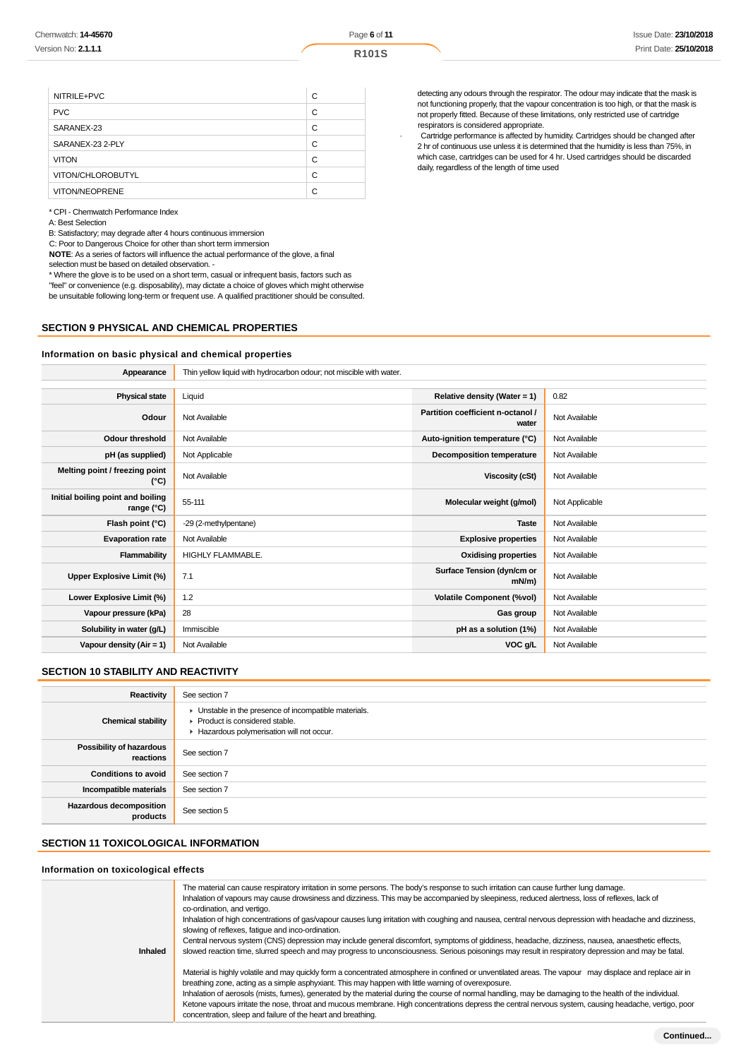| NITRILE+PVC | C |
|---|---|
| PVC | C |
| SARANEX-23 | C |
| SARANEX-23 2-PLY | C |
| VITON | C |
| VITON/CHLOROBUTYL | C |
| VITON/NEOPRENE | C |

* CPI - Chemwatch Performance Index
A: Best Selection
B: Satisfactory; may degrade after 4 hours continuous immersion
C: Poor to Dangerous Choice for other than short term immersion
**NOTE**: As a series of factors will influence the actual performance of the glove, a final selection must be based on detailed observation. -
* Where the glove is to be used on a short term, casual or infrequent basis, factors such as "feel" or convenience (e.g. disposability), may dictate a choice of gloves which might otherwise be unsuitable following long-term or frequent use. A qualified practitioner should be consulted.

detecting any odours through the respirator. The odour may indicate that the mask is not functioning properly, that the vapour concentration is too high, or that the mask is not properly fitted. Because of these limitations, only restricted use of cartridge respirators is considered appropriate.
Cartridge performance is affected by humidity. Cartridges should be changed after 2 hr of continuous use unless it is determined that the humidity is less than 75%, in which case, cartridges can be used for 4 hr. Used cartridges should be discarded daily, regardless of the length of time used

## SECTION 9 PHYSICAL AND CHEMICAL PROPERTIES

### Information on basic physical and chemical properties

| Appearance | Thin yellow liquid with hydrocarbon odour; not miscible with water. | | |
|---|---|---|---|
| **Physical state** | Liquid | **Relative density (Water = 1)** | 0.82 |
| **Odour** | Not Available | **Partition coefficient n-octanol / water** | Not Available |
| **Odour threshold** | Not Available | **Auto-ignition temperature (°C)** | Not Available |
| **pH (as supplied)** | Not Applicable | **Decomposition temperature** | Not Available |
| **Melting point / freezing point (°C)** | Not Available | **Viscosity (cSt)** | Not Available |
| **Initial boiling point and boiling range (°C)** | 55-111 | **Molecular weight (g/mol)** | Not Applicable |
| **Flash point (°C)** | -29 (2-methylpentane) | **Taste** | Not Available |
| **Evaporation rate** | Not Available | **Explosive properties** | Not Available |
| **Flammability** | HIGHLY FLAMMABLE. | **Oxidising properties** | Not Available |
| **Upper Explosive Limit (%)** | 7.1 | **Surface Tension (dyn/cm or mN/m)** | Not Available |
| **Lower Explosive Limit (%)** | 1.2 | **Volatile Component (%vol)** | Not Available |
| **Vapour pressure (kPa)** | 28 | **Gas group** | Not Available |
| **Solubility in water (g/L)** | Immiscible | **pH as a solution (1%)** | Not Available |
| **Vapour density (Air = 1)** | Not Available | **VOC g/L** | Not Available |

## SECTION 10 STABILITY AND REACTIVITY

| Reactivity | See section 7 |
|---|---|
| **Chemical stability** | ▸ Unstable in the presence of incompatible materials.<br>▸ Product is considered stable.<br>▸ Hazardous polymerisation will not occur. |
| **Possibility of hazardous reactions** | See section 7 |
| **Conditions to avoid** | See section 7 |
| **Incompatible materials** | See section 7 |
| **Hazardous decomposition products** | See section 5 |

## SECTION 11 TOXICOLOGICAL INFORMATION

### Information on toxicological effects

| Inhaled | The material can cause respiratory irritation in some persons. The body's response to such irritation can cause further lung damage.<br>Inhalation of vapours may cause drowsiness and dizziness. This may be accompanied by sleepiness, reduced alertness, loss of reflexes, lack of co-ordination, and vertigo.<br>Inhalation of high concentrations of gas/vapour causes lung irritation with coughing and nausea, central nervous depression with headache and dizziness, slowing of reflexes, fatigue and inco-ordination.<br>Central nervous system (CNS) depression may include general discomfort, symptoms of giddiness, headache, dizziness, nausea, anaesthetic effects, slowed reaction time, slurred speech and may progress to unconsciousness. Serious poisonings may result in respiratory depression and may be fatal.<br><br>Material is highly volatile and may quickly form a concentrated atmosphere in confined or unventilated areas. The vapour may displace and replace air in breathing zone, acting as a simple asphyxiant. This may happen with little warning of overexposure.<br>Inhalation of aerosols (mists, fumes), generated by the material during the course of normal handling, may be damaging to the health of the individual.<br>Ketone vapours irritate the nose, throat and mucous membrane. High concentrations depress the central nervous system, causing headache, vertigo, poor concentration, sleep and failure of the heart and breathing. |
|---|---|

Continued...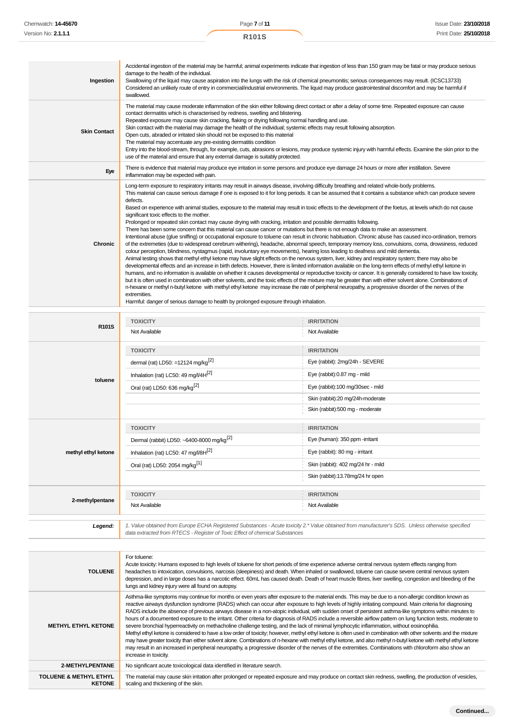| | |
|---|---|
| **Ingestion** | Accidental ingestion of the material may be harmful; animal experiments indicate that ingestion of less than 150 gram may be fatal or may produce serious damage to the health of the individual.<br>Swallowing of the liquid may cause aspiration into the lungs with the risk of chemical pneumonitis; serious consequences may result. (ICSC13733)<br>Considered an unlikely route of entry in commercial/industrial environments. The liquid may produce gastrointestinal discomfort and may be harmful if swallowed. |
| **Skin Contact** | The material may cause moderate inflammation of the skin either following direct contact or after a delay of some time. Repeated exposure can cause contact dermatitis which is characterised by redness, swelling and blistering.<br>Repeated exposure may cause skin cracking, flaking or drying following normal handling and use.<br>Skin contact with the material may damage the health of the individual; systemic effects may result following absorption.<br>Open cuts, abraded or irritated skin should not be exposed to this material<br>The material may accentuate any pre-existing dermatitis condition<br>Entry into the blood-stream, through, for example, cuts, abrasions or lesions, may produce systemic injury with harmful effects. Examine the skin prior to the use of the material and ensure that any external damage is suitably protected. |
| **Eye** | There is evidence that material may produce eye irritation in some persons and produce eye damage 24 hours or more after instillation. Severe inflammation may be expected with pain. |
| **Chronic** | Long-term exposure to respiratory irritants may result in airways disease, involving difficulty breathing and related whole-body problems.<br>This material can cause serious damage if one is exposed to it for long periods. It can be assumed that it contains a substance which can produce severe defects.<br>Based on experience with animal studies, exposure to the material may result in toxic effects to the development of the foetus, at levels which do not cause significant toxic effects to the mother.<br>Prolonged or repeated skin contact may cause drying with cracking, irritation and possible dermatitis following.<br>There has been some concern that this material can cause cancer or mutations but there is not enough data to make an assessment.<br>Intentional abuse (glue sniffing) or occupational exposure to toluene can result in chronic habituation. Chronic abuse has caused inco-ordination, tremors of the extremeties (due to widespread cerebrum withering), headache, abnormal speech, temporary memory loss, convulsions, coma, drowsiness, reduced colour perception, blindness, nystagmus (rapid, involuntary eye movements), hearing loss leading to deafness and mild dementia.<br>Animal testing shows that methyl ethyl ketone may have slight effects on the nervous system, liver, kidney and respiratory system; there may also be developmental effects and an increase in birth defects. However, there is limited information available on the long-term effects of methyl ethyl ketone in humans, and no information is available on whether it causes developmental or reproductive toxicity or cancer. It is generally considered to have low toxicity, but it is often used in combination with other solvents, and the toxic effects of the mixture may be greater than with either solvent alone. Combinations of n-hexane or methyl n-butyl ketone with methyl ethyl ketone may increase the rate of peripheral neuropathy, a progressive disorder of the nerves of the extremities.<br>Harmful: danger of serious damage to health by prolonged exposure through inhalation. |

| | TOXICITY | IRRITATION |
|---|---|---|
| **R101S** | Not Available | Not Available |
| **toluene** | dermal (rat) LD50: =12124 mg/kg[2] | Eye (rabbit): 2mg/24h - SEVERE |
| | Inhalation (rat) LC50: 49 mg/l/4H[2] | Eye (rabbit):0.87 mg - mild |
| | Oral (rat) LD50: 636 mg/kg[2] | Eye (rabbit):100 mg/30sec - mild |
| | | Skin (rabbit):20 mg/24h-moderate |
| | | Skin (rabbit):500 mg - moderate |
| **methyl ethyl ketone** | Dermal (rabbit) LD50: ~6400-8000 mg/kg[2] | Eye (human): 350 ppm -irritant |
| | Inhalation (rat) LC50: 47 mg/l/8H[2] | Eye (rabbit): 80 mg - irritant |
| | Oral (rat) LD50: 2054 mg/kg[1] | Skin (rabbit): 402 mg/24 hr - mild |
| | | Skin (rabbit):13.78mg/24 hr open |
| **2-methylpentane** | Not Available | Not Available |

***Legend:*** *1. Value obtained from Europe ECHA Registered Substances - Acute toxicity 2.\* Value obtained from manufacturer's SDS. Unless otherwise specified data extracted from RTECS - Register of Toxic Effect of chemical Substances*

| | |
|---|---|
| **TOLUENE** | For toluene:<br>Acute toxicity: Humans exposed to high levels of toluene for short periods of time experience adverse central nervous system effects ranging from headaches to intoxication, convulsions, narcosis (sleepiness) and death. When inhaled or swallowed, toluene can cause severe central nervous system depression, and in large doses has a narcotic effect. 60mL has caused death. Death of heart muscle fibres, liver swelling, congestion and bleeding of the lungs and kidney injury were all found on autopsy. |
| **METHYL ETHYL KETONE** | Asthma-like symptoms may continue for months or even years after exposure to the material ends. This may be due to a non-allergic condition known as reactive airways dysfunction syndrome (RADS) which can occur after exposure to high levels of highly irritating compound. Main criteria for diagnosing RADS include the absence of previous airways disease in a non-atopic individual, with sudden onset of persistent asthma-like symptoms within minutes to hours of a documented exposure to the irritant. Other criteria for diagnosis of RADS include a reversible airflow pattern on lung function tests, moderate to severe bronchial hyperreactivity on methacholine challenge testing, and the lack of minimal lymphocytic inflammation, without eosinophilia.<br>Methyl ethyl ketone is considered to have a low order of toxicity; however, methyl ethyl ketone is often used in combination with other solvents and the mixture may have greater toxicity than either solvent alone. Combinations of n-hexane with methyl ethyl ketone, and also methyl n-butyl ketone with methyl ethyl ketone may result in an increased in peripheral neuropathy, a progressive disorder of the nerves of the extremities. Combinations with chloroform also show an increase in toxicity. |
| **2-METHYLPENTANE** | No significant acute toxicological data identified in literature search. |
| **TOLUENE & METHYL ETHYL KETONE** | The material may cause skin irritation after prolonged or repeated exposure and may produce on contact skin redness, swelling, the production of vesicles, scaling and thickening of the skin. |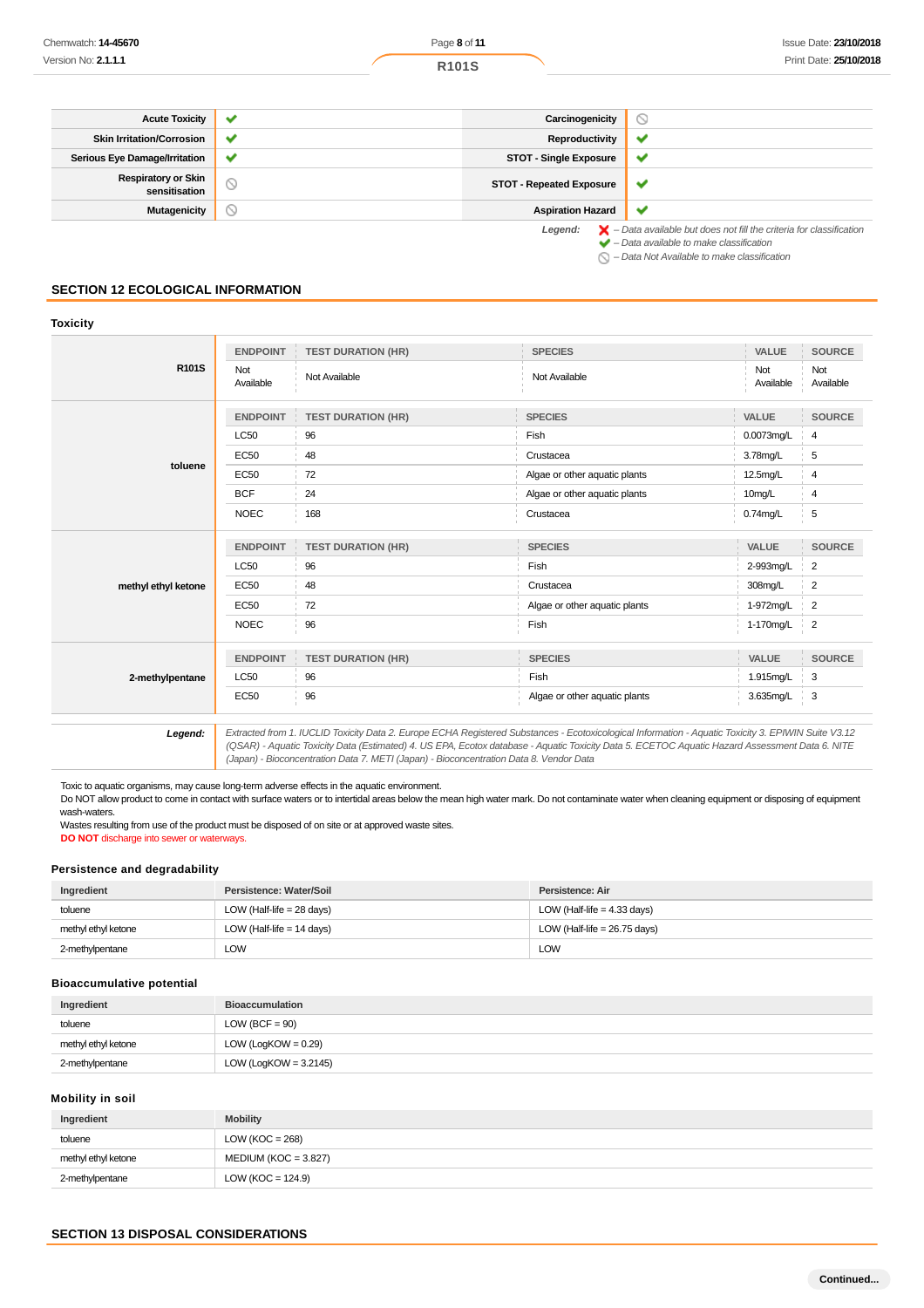| Acute Toxicity | ✔ | Carcinogenicity | ⃠ |
|---|---|---|---|
| Skin Irritation/Corrosion | ✔ | Reproductivity | ✔ |
| Serious Eye Damage/Irritation | ✔ | STOT - Single Exposure | ✔ |
| Respiratory or Skin sensitisation | ⃠ | STOT - Repeated Exposure | ✔ |
| Mutagenicity | ⃠ | Aspiration Hazard | ✔ |

*Legend:* ✘ – Data available but does not fill the criteria for classification
✔ – Data available to make classification
⃠ – Data Not Available to make classification

## SECTION 12 ECOLOGICAL INFORMATION

### Toxicity

**R101S**

| ENDPOINT | TEST DURATION (HR) | SPECIES | VALUE | SOURCE |
|---|---|---|---|---|
| Not Available | Not Available | Not Available | Not Available | Not Available |

**toluene**

| ENDPOINT | TEST DURATION (HR) | SPECIES | VALUE | SOURCE |
|---|---|---|---|---|
| LC50 | 96 | Fish | 0.0073mg/L | 4 |
| EC50 | 48 | Crustacea | 3.78mg/L | 5 |
| EC50 | 72 | Algae or other aquatic plants | 12.5mg/L | 4 |
| BCF | 24 | Algae or other aquatic plants | 10mg/L | 4 |
| NOEC | 168 | Crustacea | 0.74mg/L | 5 |

**methyl ethyl ketone**

| ENDPOINT | TEST DURATION (HR) | SPECIES | VALUE | SOURCE |
|---|---|---|---|---|
| LC50 | 96 | Fish | 2-993mg/L | 2 |
| EC50 | 48 | Crustacea | 308mg/L | 2 |
| EC50 | 72 | Algae or other aquatic plants | 1-972mg/L | 2 |
| NOEC | 96 | Fish | 1-170mg/L | 2 |

**2-methylpentane**

| ENDPOINT | TEST DURATION (HR) | SPECIES | VALUE | SOURCE |
|---|---|---|---|---|
| LC50 | 96 | Fish | 1.915mg/L | 3 |
| EC50 | 96 | Algae or other aquatic plants | 3.635mg/L | 3 |

***Legend:*** *Extracted from 1. IUCLID Toxicity Data 2. Europe ECHA Registered Substances - Ecotoxicological Information - Aquatic Toxicity 3. EPIWIN Suite V3.12 (QSAR) - Aquatic Toxicity Data (Estimated) 4. US EPA, Ecotox database - Aquatic Toxicity Data 5. ECETOC Aquatic Hazard Assessment Data 6. NITE (Japan) - Bioconcentration Data 7. METI (Japan) - Bioconcentration Data 8. Vendor Data*

Toxic to aquatic organisms, may cause long-term adverse effects in the aquatic environment.
Do NOT allow product to come in contact with surface waters or to intertidal areas below the mean high water mark. Do not contaminate water when cleaning equipment or disposing of equipment wash-waters.
Wastes resulting from use of the product must be disposed of on site or at approved waste sites.
**DO NOT** discharge into sewer or waterways.

### Persistence and degradability

| Ingredient | Persistence: Water/Soil | Persistence: Air |
|---|---|---|
| toluene | LOW (Half-life = 28 days) | LOW (Half-life = 4.33 days) |
| methyl ethyl ketone | LOW (Half-life = 14 days) | LOW (Half-life = 26.75 days) |
| 2-methylpentane | LOW | LOW |

### Bioaccumulative potential

| Ingredient | Bioaccumulation |
|---|---|
| toluene | LOW (BCF = 90) |
| methyl ethyl ketone | LOW (LogKOW = 0.29) |
| 2-methylpentane | LOW (LogKOW = 3.2145) |

### Mobility in soil

| Ingredient | Mobility |
|---|---|
| toluene | LOW (KOC = 268) |
| methyl ethyl ketone | MEDIUM (KOC = 3.827) |
| 2-methylpentane | LOW (KOC = 124.9) |

## SECTION 13 DISPOSAL CONSIDERATIONS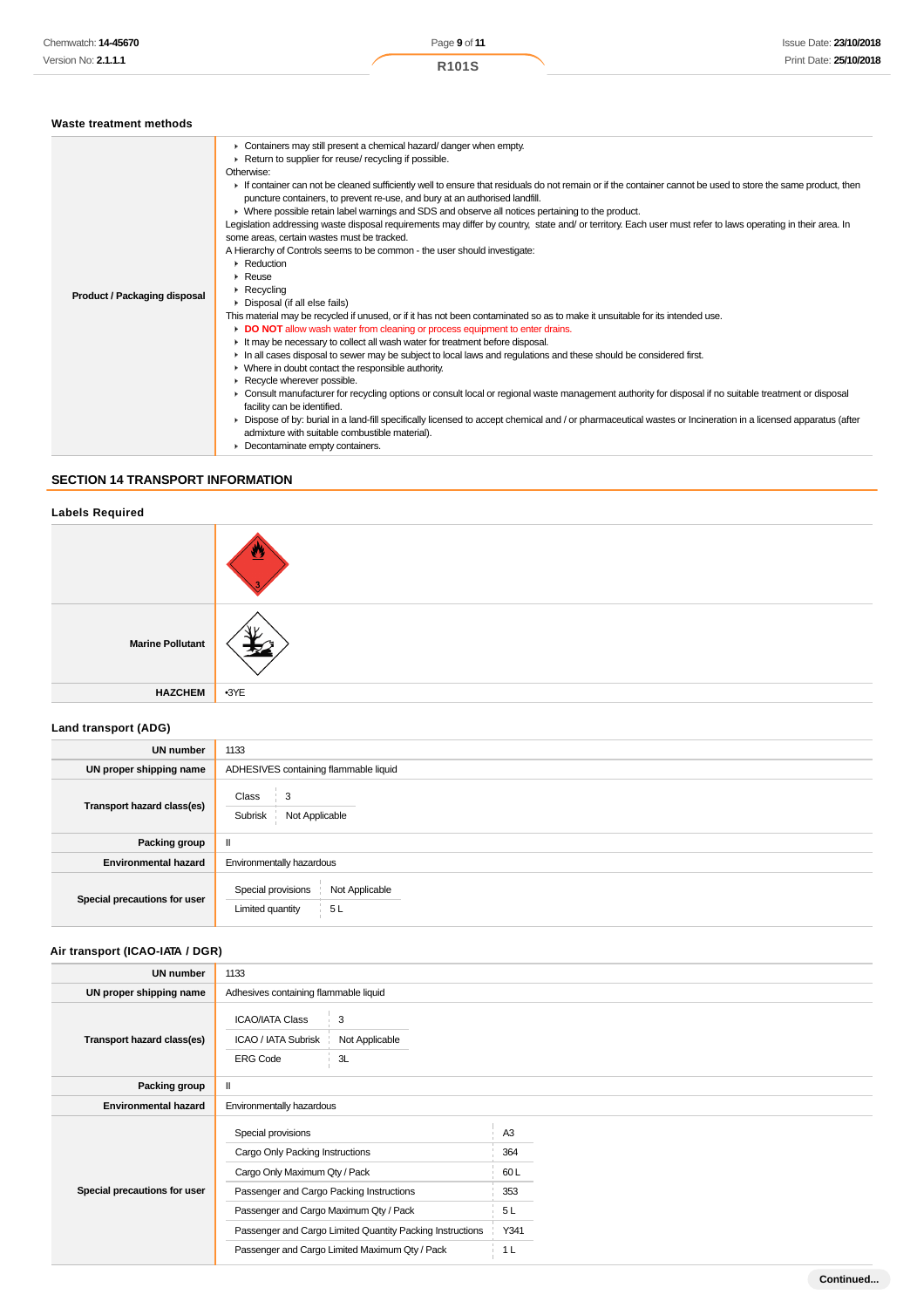### Waste treatment methods

| | |
|---|---|
| **Product / Packaging disposal** | ▸ Containers may still present a chemical hazard/ danger when empty.<br>▸ Return to supplier for reuse/ recycling if possible.<br>Otherwise:<br>▸ If container can not be cleaned sufficiently well to ensure that residuals do not remain or if the container cannot be used to store the same product, then puncture containers, to prevent re-use, and bury at an authorised landfill.<br>▸ Where possible retain label warnings and SDS and observe all notices pertaining to the product.<br>Legislation addressing waste disposal requirements may differ by country, state and/ or territory. Each user must refer to laws operating in their area. In some areas, certain wastes must be tracked.<br>A Hierarchy of Controls seems to be common - the user should investigate:<br>▸ Reduction<br>▸ Reuse<br>▸ Recycling<br>▸ Disposal (if all else fails)<br>This material may be recycled if unused, or if it has not been contaminated so as to make it unsuitable for its intended use.<br>▸ **DO NOT** allow wash water from cleaning or process equipment to enter drains.<br>▸ It may be necessary to collect all wash water for treatment before disposal.<br>▸ In all cases disposal to sewer may be subject to local laws and regulations and these should be considered first.<br>▸ Where in doubt contact the responsible authority.<br>▸ Recycle wherever possible.<br>▸ Consult manufacturer for recycling options or consult local or regional waste management authority for disposal if no suitable treatment or disposal facility can be identified.<br>▸ Dispose of by: burial in a land-fill specifically licensed to accept chemical and / or pharmaceutical wastes or Incineration in a licensed apparatus (after admixture with suitable combustible material).<br>▸ Decontaminate empty containers. |

## SECTION 14 TRANSPORT INFORMATION

### Labels Required

| | |
|---|---|
| | |
| **Marine Pollutant** | |
| **HAZCHEM** | •3YE |

### Land transport (ADG)

| | |
|---|---|
| **UN number** | 1133 |
| **UN proper shipping name** | ADHESIVES containing flammable liquid |
| **Transport hazard class(es)** | Class: 3<br>Subrisk: Not Applicable |
| **Packing group** | II |
| **Environmental hazard** | Environmentally hazardous |
| **Special precautions for user** | Special provisions: Not Applicable<br>Limited quantity: 5 L |

### Air transport (ICAO-IATA / DGR)

| | |
|---|---|
| **UN number** | 1133 |
| **UN proper shipping name** | Adhesives containing flammable liquid |
| **Transport hazard class(es)** | ICAO/IATA Class: 3<br>ICAO / IATA Subrisk: Not Applicable<br>ERG Code: 3L |
| **Packing group** | II |
| **Environmental hazard** | Environmentally hazardous |
| **Special precautions for user** | Special provisions: A3<br>Cargo Only Packing Instructions: 364<br>Cargo Only Maximum Qty / Pack: 60 L<br>Passenger and Cargo Packing Instructions: 353<br>Passenger and Cargo Maximum Qty / Pack: 5 L<br>Passenger and Cargo Limited Quantity Packing Instructions: Y341<br>Passenger and Cargo Limited Maximum Qty / Pack: 1 L |

Continued...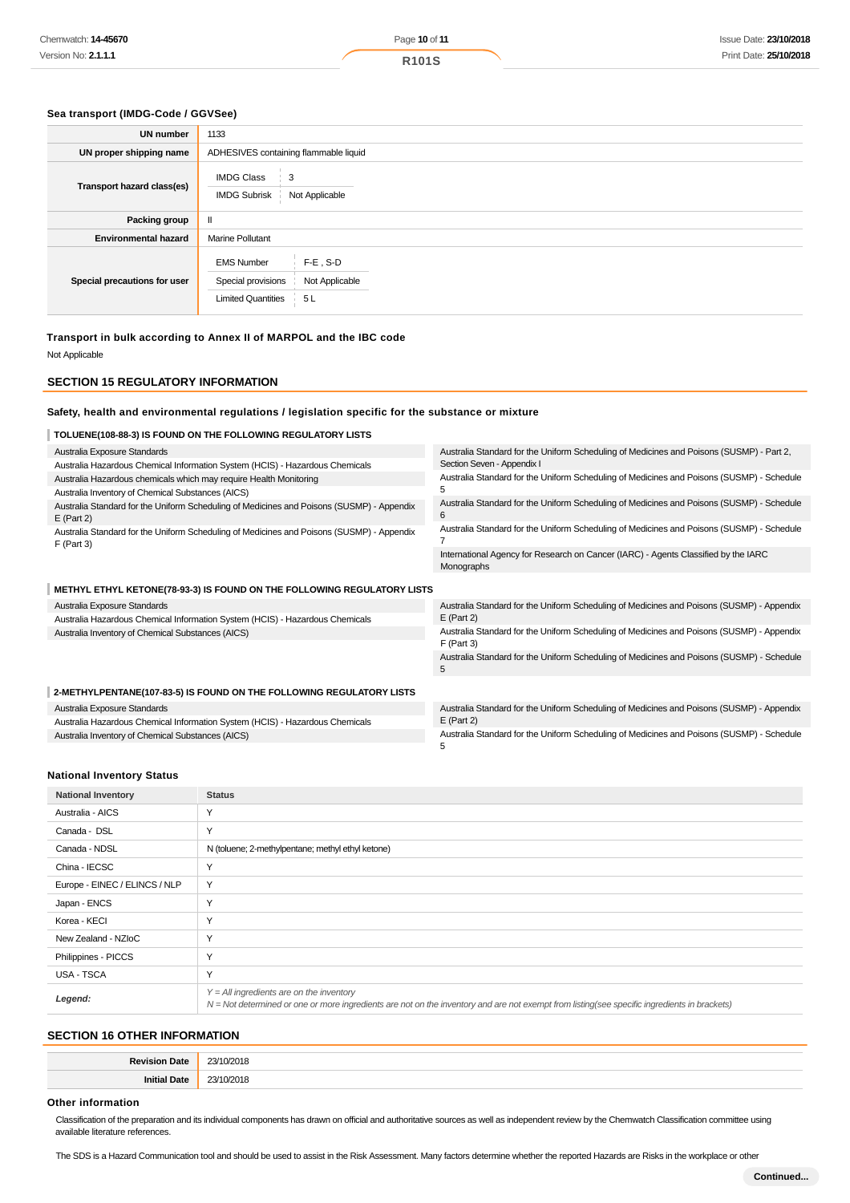### Sea transport (IMDG-Code / GGVSee)

| | |
|---|---|
| **UN number** | 1133 |
| **UN proper shipping name** | ADHESIVES containing flammable liquid |
| **Transport hazard class(es)** | IMDG Class: 3<br>IMDG Subrisk: Not Applicable |
| **Packing group** | II |
| **Environmental hazard** | Marine Pollutant |
| **Special precautions for user** | EMS Number: F-E , S-D<br>Special provisions: Not Applicable<br>Limited Quantities: 5 L |

### Transport in bulk according to Annex II of MARPOL and the IBC code

Not Applicable

## SECTION 15 REGULATORY INFORMATION

### Safety, health and environmental regulations / legislation specific for the substance or mixture

#### TOLUENE(108-88-3) IS FOUND ON THE FOLLOWING REGULATORY LISTS

- Australia Exposure Standards
- Australia Hazardous Chemical Information System (HCIS) - Hazardous Chemicals
- Australia Hazardous chemicals which may require Health Monitoring
- Australia Inventory of Chemical Substances (AICS)
- Australia Standard for the Uniform Scheduling of Medicines and Poisons (SUSMP) - Appendix E (Part 2)
- Australia Standard for the Uniform Scheduling of Medicines and Poisons (SUSMP) - Appendix F (Part 3)
- Australia Standard for the Uniform Scheduling of Medicines and Poisons (SUSMP) - Part 2, Section Seven - Appendix I
- Australia Standard for the Uniform Scheduling of Medicines and Poisons (SUSMP) - Schedule 5
- Australia Standard for the Uniform Scheduling of Medicines and Poisons (SUSMP) - Schedule 6
- Australia Standard for the Uniform Scheduling of Medicines and Poisons (SUSMP) - Schedule 7
- International Agency for Research on Cancer (IARC) - Agents Classified by the IARC Monographs

#### METHYL ETHYL KETONE(78-93-3) IS FOUND ON THE FOLLOWING REGULATORY LISTS

- Australia Exposure Standards
- Australia Hazardous Chemical Information System (HCIS) - Hazardous Chemicals
- Australia Inventory of Chemical Substances (AICS)
- Australia Standard for the Uniform Scheduling of Medicines and Poisons (SUSMP) - Appendix E (Part 2)
- Australia Standard for the Uniform Scheduling of Medicines and Poisons (SUSMP) - Appendix F (Part 3)
- Australia Standard for the Uniform Scheduling of Medicines and Poisons (SUSMP) - Schedule 5

#### 2-METHYLPENTANE(107-83-5) IS FOUND ON THE FOLLOWING REGULATORY LISTS

- Australia Exposure Standards
- Australia Hazardous Chemical Information System (HCIS) - Hazardous Chemicals
- Australia Inventory of Chemical Substances (AICS)
- Australia Standard for the Uniform Scheduling of Medicines and Poisons (SUSMP) - Appendix E (Part 2)
- Australia Standard for the Uniform Scheduling of Medicines and Poisons (SUSMP) - Schedule 5

### National Inventory Status

| National Inventory | Status |
|---|---|
| Australia - AICS | Y |
| Canada - DSL | Y |
| Canada - NDSL | N (toluene; 2-methylpentane; methyl ethyl ketone) |
| China - IECSC | Y |
| Europe - EINEC / ELINCS / NLP | Y |
| Japan - ENCS | Y |
| Korea - KECI | Y |
| New Zealand - NZIoC | Y |
| Philippines - PICCS | Y |
| USA - TSCA | Y |
| **Legend:** | *Y = All ingredients are on the inventory*<br>*N = Not determined or one or more ingredients are not on the inventory and are not exempt from listing(see specific ingredients in brackets)* |

## SECTION 16 OTHER INFORMATION

| | |
|---|---|
| **Revision Date** | 23/10/2018 |
| **Initial Date** | 23/10/2018 |

### Other information

Classification of the preparation and its individual components has drawn on official and authoritative sources as well as independent review by the Chemwatch Classification committee using available literature references.

The SDS is a Hazard Communication tool and should be used to assist in the Risk Assessment. Many factors determine whether the reported Hazards are Risks in the workplace or other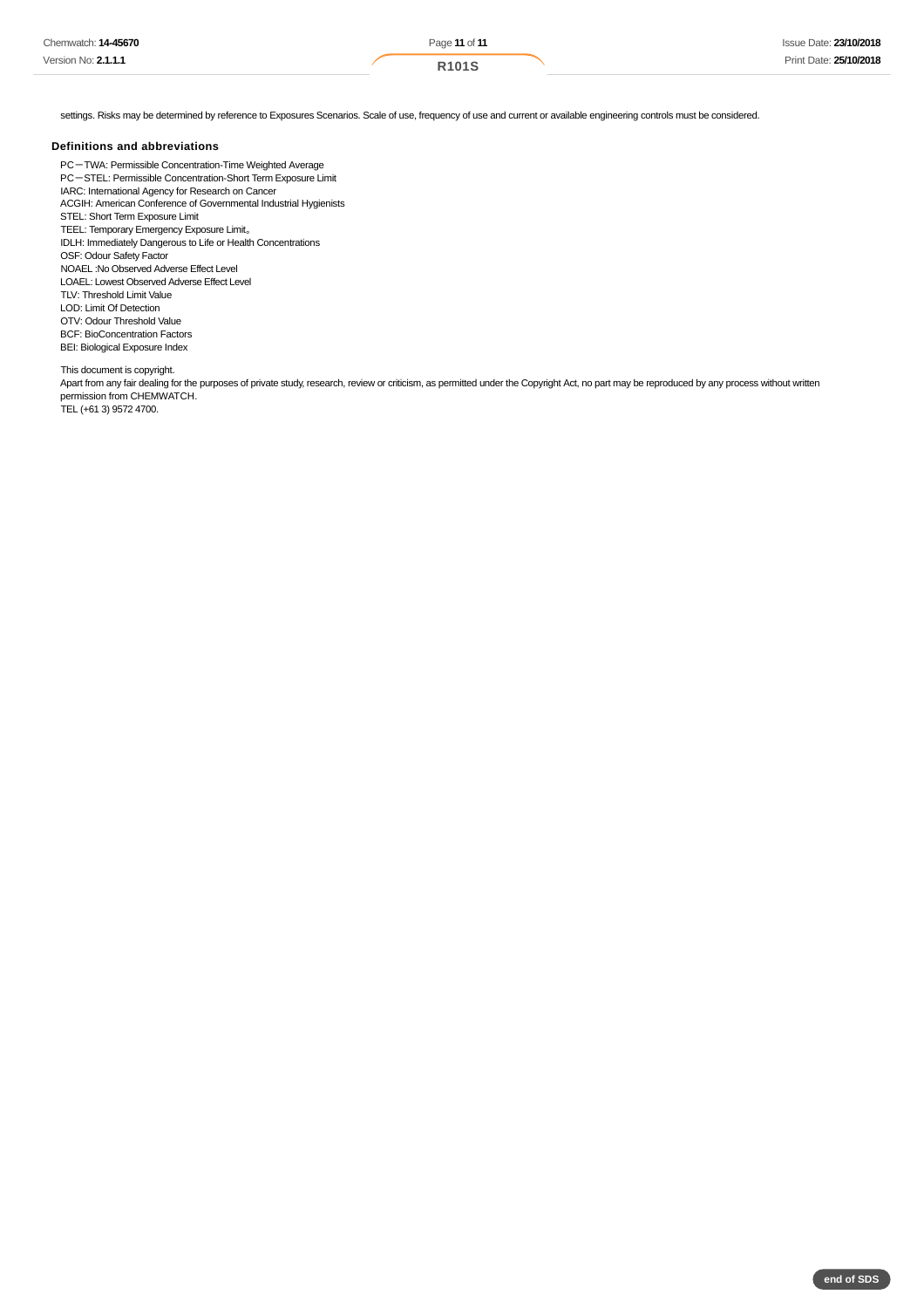settings. Risks may be determined by reference to Exposures Scenarios. Scale of use, frequency of use and current or available engineering controls must be considered.

### Definitions and abbreviations

PC－TWA: Permissible Concentration-Time Weighted Average
PC－STEL: Permissible Concentration-Short Term Exposure Limit
IARC: International Agency for Research on Cancer
ACGIH: American Conference of Governmental Industrial Hygienists
STEL: Short Term Exposure Limit
TEEL: Temporary Emergency Exposure Limit。
IDLH: Immediately Dangerous to Life or Health Concentrations
OSF: Odour Safety Factor
NOAEL :No Observed Adverse Effect Level
LOAEL: Lowest Observed Adverse Effect Level
TLV: Threshold Limit Value
LOD: Limit Of Detection
OTV: Odour Threshold Value
BCF: BioConcentration Factors
BEI: Biological Exposure Index

This document is copyright.
Apart from any fair dealing for the purposes of private study, research, review or criticism, as permitted under the Copyright Act, no part may be reproduced by any process without written permission from CHEMWATCH.
TEL (+61 3) 9572 4700.

**end of SDS**